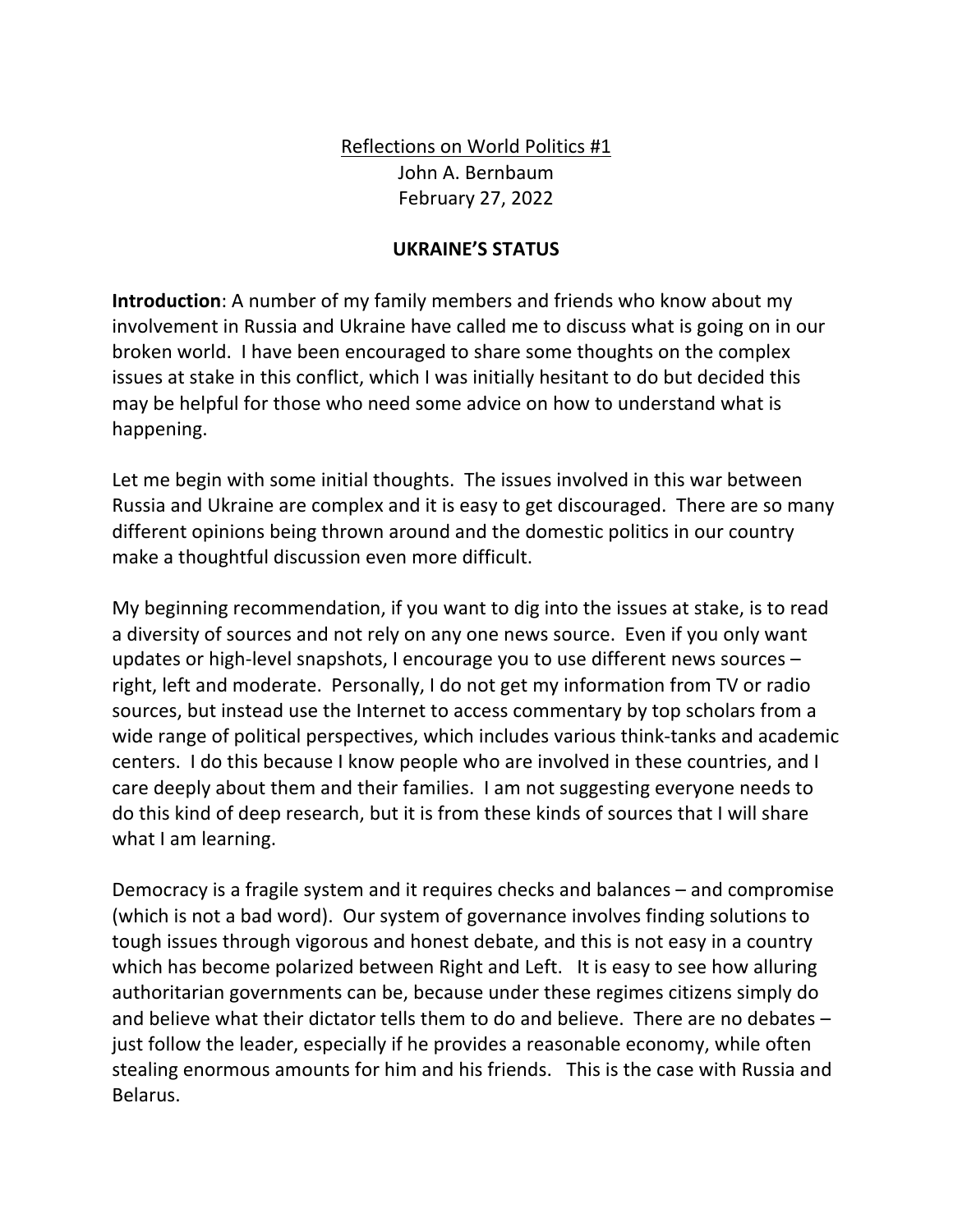<u>Reflections on World Politics #1</u>

John A. Bernbaum

February 27, 2022

## UKRAINE'S STATUS

**Introduction**: A number of my family members and friends who know about my involvement in Russia and Ukraine have called me to discuss what is going on in our broken world. I have been encouraged to share some thoughts on the complex issues at stake in this conflict, which I was initially hesitant to do but decided this may be helpful for those who need some advice on how to understand what is happening.

Let me begin with some initial thoughts. The issues involved in this war between Russia and Ukraine are complex and it is easy to get discouraged. There are so many different opinions being thrown around and the domestic politics in our country make a thoughtful discussion even more difficult.

My beginning recommendation, if you want to dig into the issues at stake, is to read a diversity of sources and not rely on any one news source. Even if you only want updates or high-level snapshots, I encourage you to use different news sources – right, left and moderate. Personally, I do not get my information from TV or radio sources, but instead use the Internet to access commentary by top scholars from a wide range of political perspectives, which includes various think-tanks and academic centers. I do this because I know people who are involved in these countries, and I care deeply about them and their families. I am not suggesting everyone needs to do this kind of deep research, but it is from these kinds of sources that I will share what I am learning.

Democracy is a fragile system and it requires checks and balances – and compromise (which is not a bad word). Our system of governance involves finding solutions to tough issues through vigorous and honest debate, and this is not easy in a country which has become polarized between Right and Left. It is easy to see how alluring authoritarian governments can be, because under these regimes citizens simply do and believe what their dictator tells them to do and believe. There are no debates – just follow the leader, especially if he provides a reasonable economy, while often stealing enormous amounts for him and his friends. This is the case with Russia and Belarus.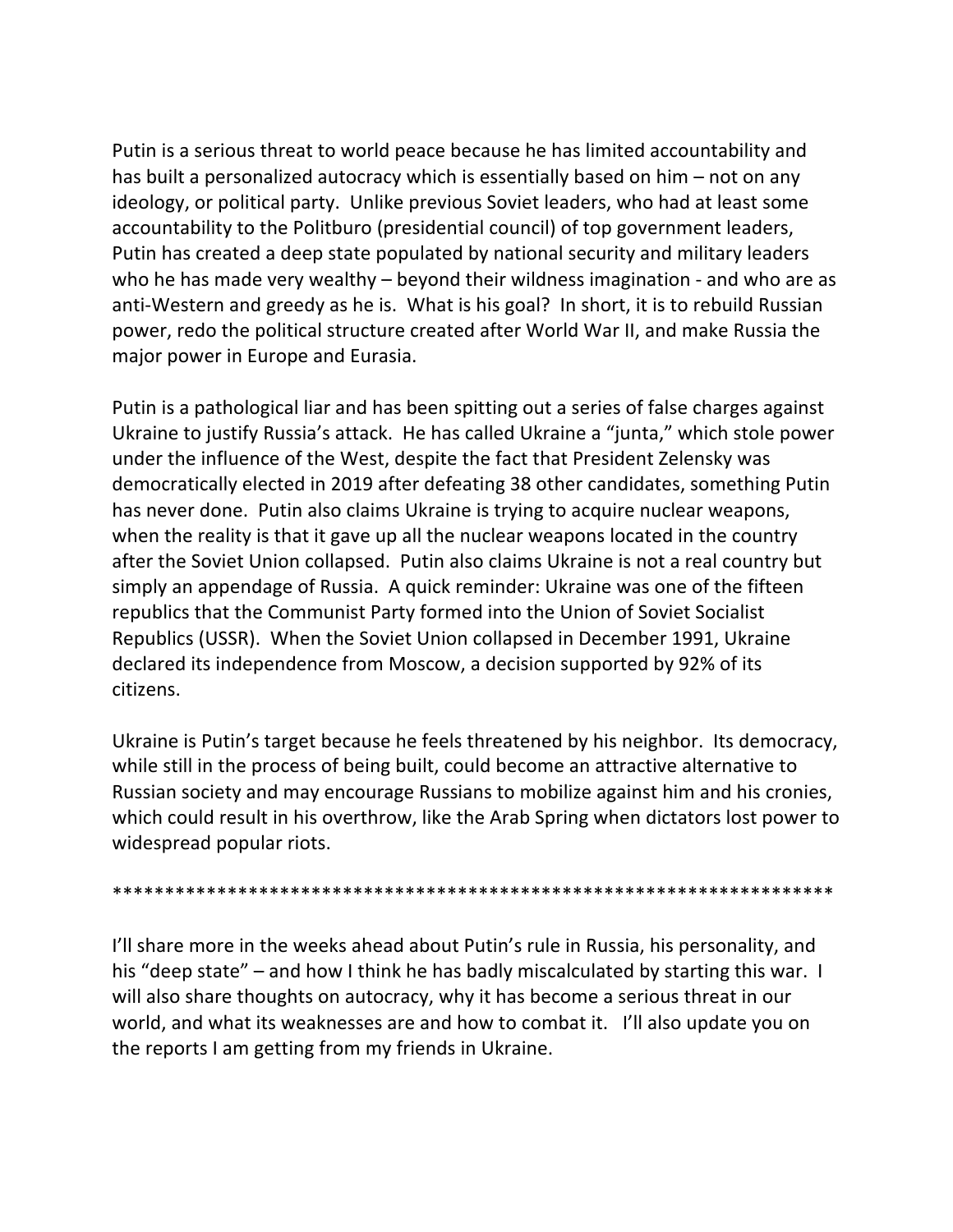Putin is a serious threat to world peace because he has limited accountability and has built a personalized autocracy which is essentially based on him – not on any ideology, or political party. Unlike previous Soviet leaders, who had at least some accountability to the Politburo (presidential council) of top government leaders, Putin has created a deep state populated by national security and military leaders who he has made very wealthy – beyond their wildness imagination - and who are as anti-Western and greedy as he is. What is his goal? In short, it is to rebuild Russian power, redo the political structure created after World War II, and make Russia the major power in Europe and Eurasia.

Putin is a pathological liar and has been spitting out a series of false charges against Ukraine to justify Russia's attack. He has called Ukraine a "junta," which stole power under the influence of the West, despite the fact that President Zelensky was democratically elected in 2019 after defeating 38 other candidates, something Putin has never done. Putin also claims Ukraine is trying to acquire nuclear weapons, when the reality is that it gave up all the nuclear weapons located in the country after the Soviet Union collapsed. Putin also claims Ukraine is not a real country but simply an appendage of Russia. A quick reminder: Ukraine was one of the fifteen republics that the Communist Party formed into the Union of Soviet Socialist Republics (USSR). When the Soviet Union collapsed in December 1991, Ukraine declared its independence from Moscow, a decision supported by 92% of its citizens.

Ukraine is Putin's target because he feels threatened by his neighbor. Its democracy, while still in the process of being built, could become an attractive alternative to Russian society and may encourage Russians to mobilize against him and his cronies, which could result in his overthrow, like the Arab Spring when dictators lost power to widespread popular riots.

**********************************************************************

I'll share more in the weeks ahead about Putin's rule in Russia, his personality, and his "deep state" – and how I think he has badly miscalculated by starting this war. I will also share thoughts on autocracy, why it has become a serious threat in our world, and what its weaknesses are and how to combat it. I'll also update you on the reports I am getting from my friends in Ukraine.